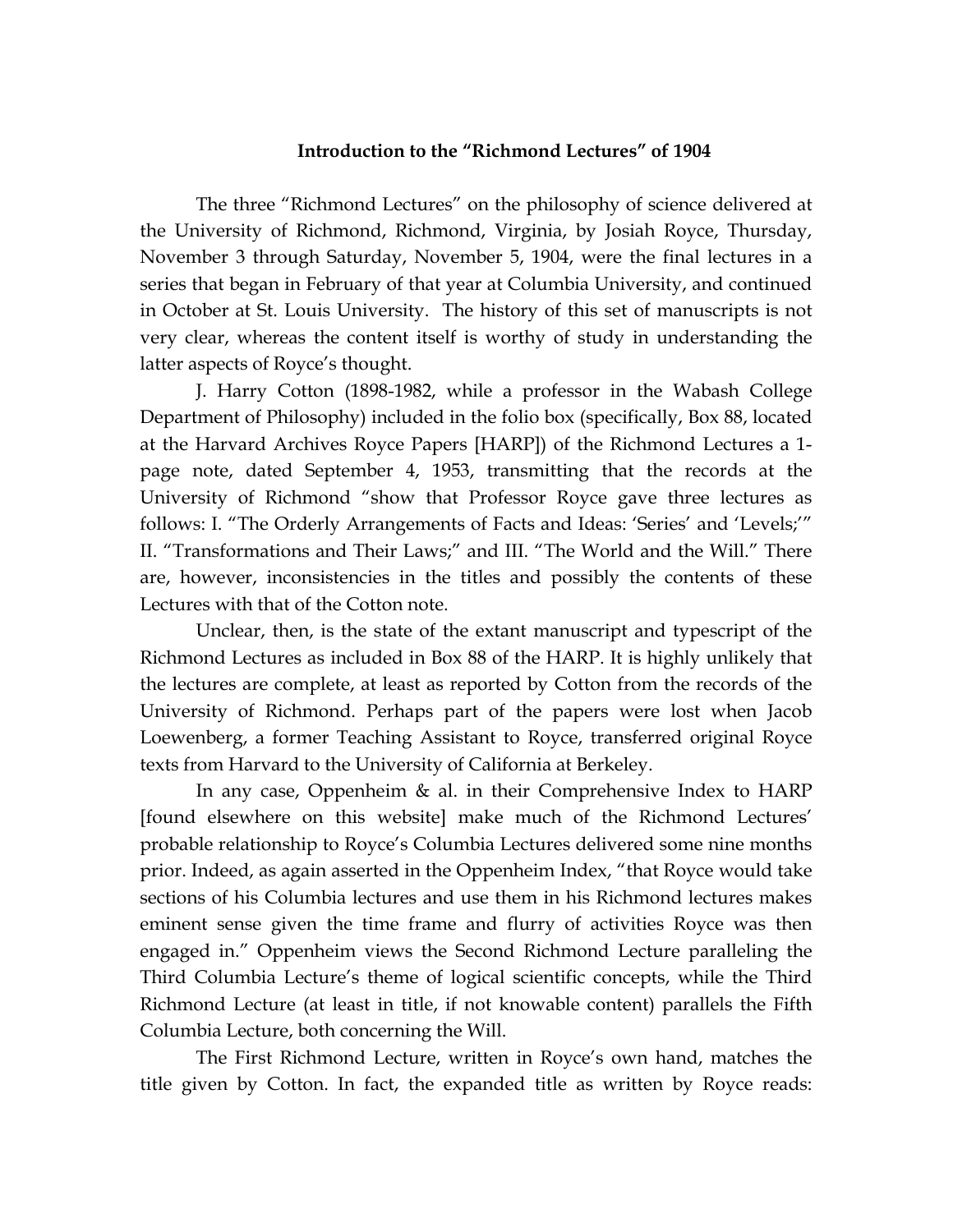## Introduction to the "Richmond Lectures" of 1904

The three "Richmond Lectures" on the philosophy of science delivered at the University of Richmond, Richmond, Virginia, by Josiah Royce, Thursday, November 3 through Saturday, November 5, 1904, were the final lectures in a series that began in February of that year at Columbia University, and continued in October at St. Louis University. The history of this set of manuscripts is not very clear, whereas the content itself is worthy of study in understanding the latter aspects of Royce's thought.

J. Harry Cotton (1898-1982, while a professor in the Wabash College Department of Philosophy) included in the folio box (specifically, Box 88, located at the Harvard Archives Royce Papers [HARP]) of the Richmond Lectures a 1-page note, dated September 4, 1953, transmitting that the records at the University of Richmond "show that Professor Royce gave three lectures as follows: I. "The Orderly Arrangements of Facts and Ideas: 'Series' and 'Levels;'" II. "Transformations and Their Laws;" and III. "The World and the Will." There are, however, inconsistencies in the titles and possibly the contents of these Lectures with that of the Cotton note.

Unclear, then, is the state of the extant manuscript and typescript of the Richmond Lectures as included in Box 88 of the HARP. It is highly unlikely that the lectures are complete, at least as reported by Cotton from the records of the University of Richmond. Perhaps part of the papers were lost when Jacob Loewenberg, a former Teaching Assistant to Royce, transferred original Royce texts from Harvard to the University of California at Berkeley.

In any case, Oppenheim & al. in their Comprehensive Index to HARP [found elsewhere on this website] make much of the Richmond Lectures' probable relationship to Royce's Columbia Lectures delivered some nine months prior. Indeed, as again asserted in the Oppenheim Index, "that Royce would take sections of his Columbia lectures and use them in his Richmond lectures makes eminent sense given the time frame and flurry of activities Royce was then engaged in." Oppenheim views the Second Richmond Lecture paralleling the Third Columbia Lecture's theme of logical scientific concepts, while the Third Richmond Lecture (at least in title, if not knowable content) parallels the Fifth Columbia Lecture, both concerning the Will.

The First Richmond Lecture, written in Royce's own hand, matches the title given by Cotton. In fact, the expanded title as written by Royce reads: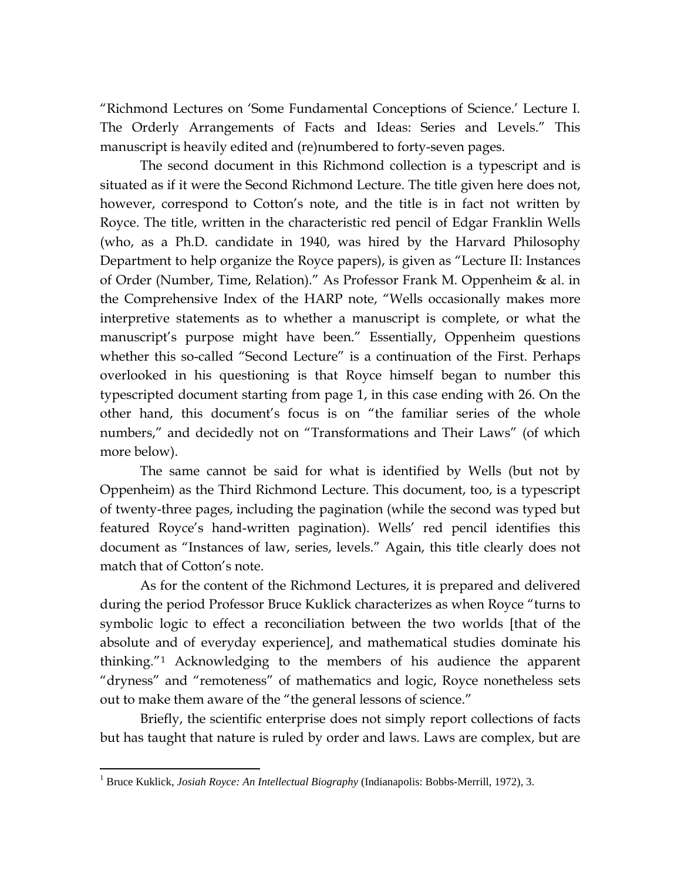"Richmond Lectures on 'Some Fundamental Conceptions of Science.' Lecture I. The Orderly Arrangements of Facts and Ideas: Series and Levels." This manuscript is heavily edited and (re)numbered to forty-seven pages.

The second document in this Richmond collection is a typescript and is situated as if it were the Second Richmond Lecture. The title given here does not, however, correspond to Cotton's note, and the title is in fact not written by Royce. The title, written in the characteristic red pencil of Edgar Franklin Wells (who, as a Ph.D. candidate in 1940, was hired by the Harvard Philosophy Department to help organize the Royce papers), is given as "Lecture II: Instances of Order (Number, Time, Relation)." As Professor Frank M. Oppenheim & al. in the Comprehensive Index of the HARP note, "Wells occasionally makes more interpretive statements as to whether a manuscript is complete, or what the manuscript's purpose might have been." Essentially, Oppenheim questions whether this so-called "Second Lecture" is a continuation of the First. Perhaps overlooked in his questioning is that Royce himself began to number this typescripted document starting from page 1, in this case ending with 26. On the other hand, this document's focus is on "the familiar series of the whole numbers," and decidedly not on "Transformations and Their Laws" (of which more below).

The same cannot be said for what is identified by Wells (but not by Oppenheim) as the Third Richmond Lecture. This document, too, is a typescript of twenty-three pages, including the pagination (while the second was typed but featured Royce's hand-written pagination). Wells' red pencil identifies this document as "Instances of law, series, levels." Again, this title clearly does not match that of Cotton's note.

As for the content of the Richmond Lectures, it is prepared and delivered during the period Professor Bruce Kuklick characterizes as when Royce "turns to symbolic logic to effect a reconciliation between the two worlds [that of the absolute and of everyday experience], and mathematical studies dominate his thinking."[1] Acknowledging to the members of his audience the apparent "dryness" and "remoteness" of mathematics and logic, Royce nonetheless sets out to make them aware of the "the general lessons of science."

Briefly, the scientific enterprise does not simply report collections of facts but has taught that nature is ruled by order and laws. Laws are complex, but are

[1] Bruce Kuklick, *Josiah Royce: An Intellectual Biography* (Indianapolis: Bobbs-Merrill, 1972), 3.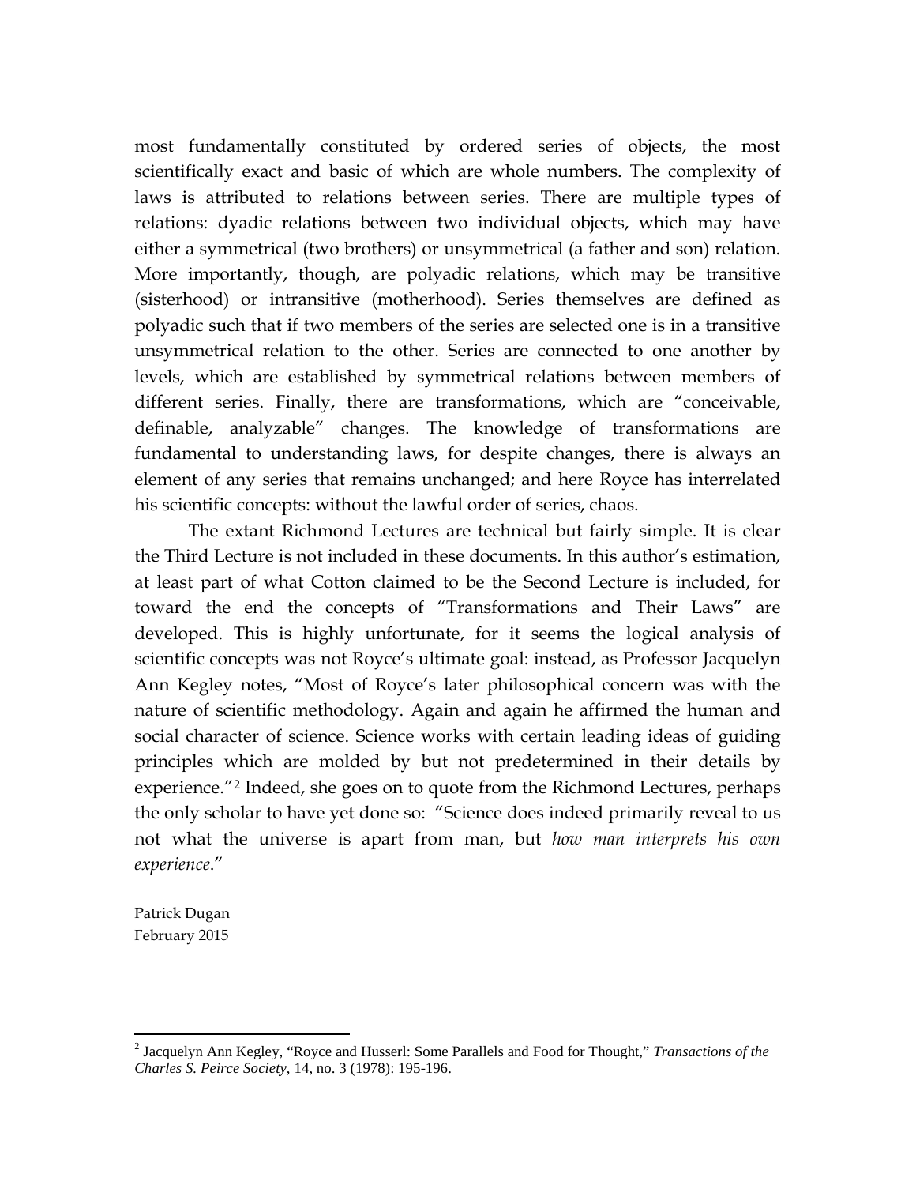most fundamentally constituted by ordered series of objects, the most scientifically exact and basic of which are whole numbers. The complexity of laws is attributed to relations between series. There are multiple types of relations: dyadic relations between two individual objects, which may have either a symmetrical (two brothers) or unsymmetrical (a father and son) relation. More importantly, though, are polyadic relations, which may be transitive (sisterhood) or intransitive (motherhood). Series themselves are defined as polyadic such that if two members of the series are selected one is in a transitive unsymmetrical relation to the other. Series are connected to one another by levels, which are established by symmetrical relations between members of different series. Finally, there are transformations, which are "conceivable, definable, analyzable" changes. The knowledge of transformations are fundamental to understanding laws, for despite changes, there is always an element of any series that remains unchanged; and here Royce has interrelated his scientific concepts: without the lawful order of series, chaos.

The extant Richmond Lectures are technical but fairly simple. It is clear the Third Lecture is not included in these documents. In this author's estimation, at least part of what Cotton claimed to be the Second Lecture is included, for toward the end the concepts of "Transformations and Their Laws" are developed. This is highly unfortunate, for it seems the logical analysis of scientific concepts was not Royce's ultimate goal: instead, as Professor Jacquelyn Ann Kegley notes, "Most of Royce's later philosophical concern was with the nature of scientific methodology. Again and again he affirmed the human and social character of science. Science works with certain leading ideas of guiding principles which are molded by but not predetermined in their details by experience."[2] Indeed, she goes on to quote from the Richmond Lectures, perhaps the only scholar to have yet done so: "Science does indeed primarily reveal to us not what the universe is apart from man, but *how man interprets his own experience*."

Patrick Dugan
February 2015

---

[2] Jacquelyn Ann Kegley, "Royce and Husserl: Some Parallels and Food for Thought," *Transactions of the Charles S. Peirce Society*, 14, no. 3 (1978): 195-196.